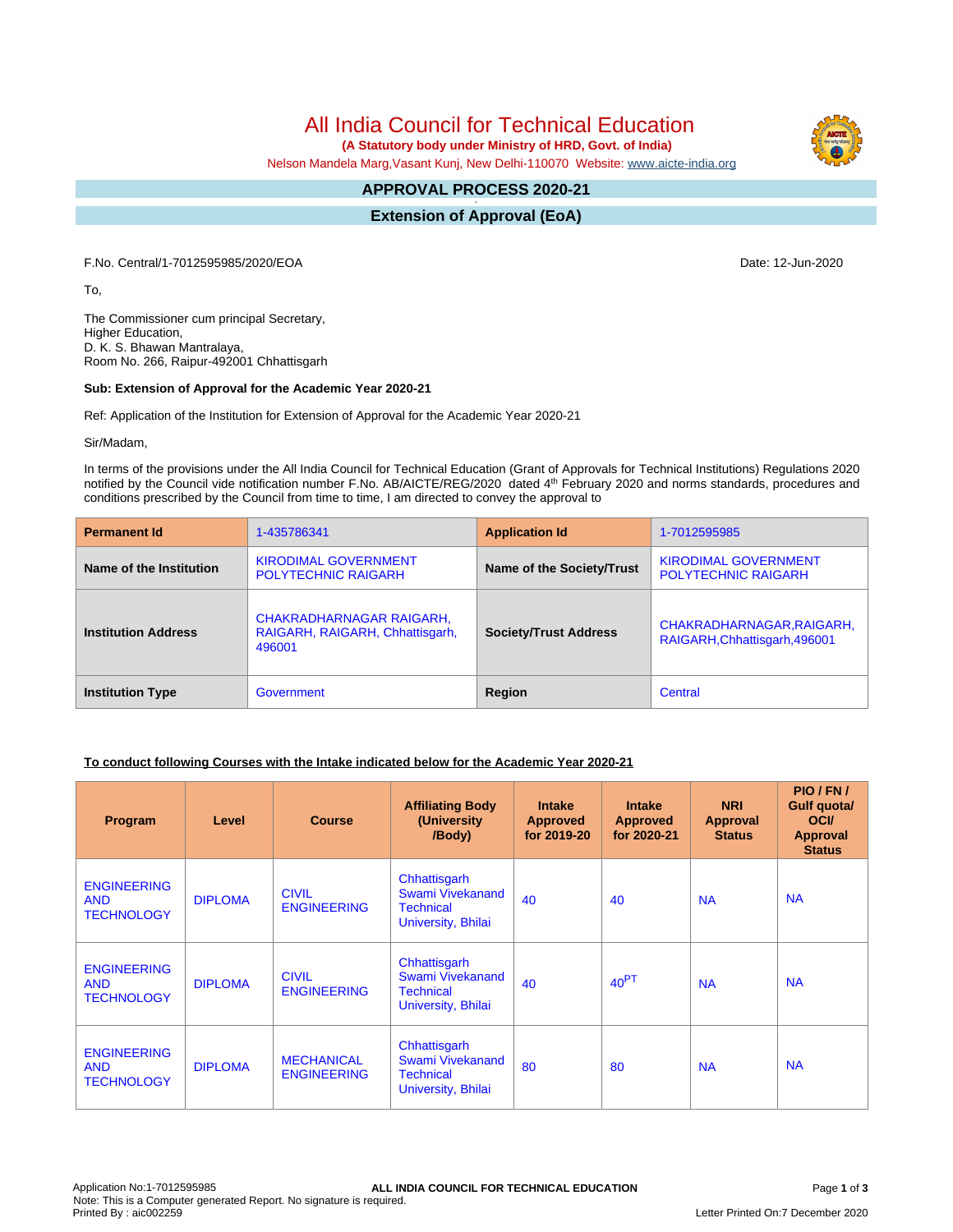# All India Council for Technical Education

**(A Statutory body under Ministry of HRD, Govt. of India)**

Nelson Mandela Marg,Vasant Kunj, New Delhi-110070 Website: www.aicte-india.org

## APPROVAL PROCESS 2020-21

## Extension of Approval (EoA)

F.No. Central/1-7012595985/2020/EOA

Date: 12-Jun-2020

To,

The Commissioner cum principal Secretary,
Higher Education,
D. K. S. Bhawan Mantralaya,
Room No. 266, Raipur-492001 Chhattisgarh

**Sub: Extension of Approval for the Academic Year 2020-21**

Ref: Application of the Institution for Extension of Approval for the Academic Year 2020-21

Sir/Madam,

In terms of the provisions under the All India Council for Technical Education (Grant of Approvals for Technical Institutions) Regulations 2020 notified by the Council vide notification number F.No. AB/AICTE/REG/2020 dated 4th February 2020 and norms standards, procedures and conditions prescribed by the Council from time to time, I am directed to convey the approval to

| **Permanent Id** | 1-435786341 | **Application Id** | 1-7012595985 |
|---|---|---|---|
| **Name of the Institution** | KIRODIMAL GOVERNMENT POLYTECHNIC RAIGARH | **Name of the Society/Trust** | KIRODIMAL GOVERNMENT POLYTECHNIC RAIGARH |
| **Institution Address** | CHAKRADHARNAGAR RAIGARH, RAIGARH, RAIGARH, Chhattisgarh, 496001 | **Society/Trust Address** | CHAKRADHARNAGAR,RAIGARH, RAIGARH,Chhattisgarh,496001 |
| **Institution Type** | Government | **Region** | Central |

**To conduct following Courses with the Intake indicated below for the Academic Year 2020-21**

| Program | Level | Course | Affiliating Body (University /Body) | Intake Approved for 2019-20 | Intake Approved for 2020-21 | NRI Approval Status | PIO / FN / Gulf quota/ OCI/ Approval Status |
|---|---|---|---|---|---|---|---|
| ENGINEERING AND TECHNOLOGY | DIPLOMA | CIVIL ENGINEERING | Chhattisgarh Swami Vivekanand Technical University, Bhilai | 40 | 40 | NA | NA |
| ENGINEERING AND TECHNOLOGY | DIPLOMA | CIVIL ENGINEERING | Chhattisgarh Swami Vivekanand Technical University, Bhilai | 40 | 40[PT] | NA | NA |
| ENGINEERING AND TECHNOLOGY | DIPLOMA | MECHANICAL ENGINEERING | Chhattisgarh Swami Vivekanand Technical University, Bhilai | 80 | 80 | NA | NA |

Application No:1-7012595985
Note: This is a Computer generated Report. No signature is required.
Printed By : aic002259

Letter Printed On:7 December 2020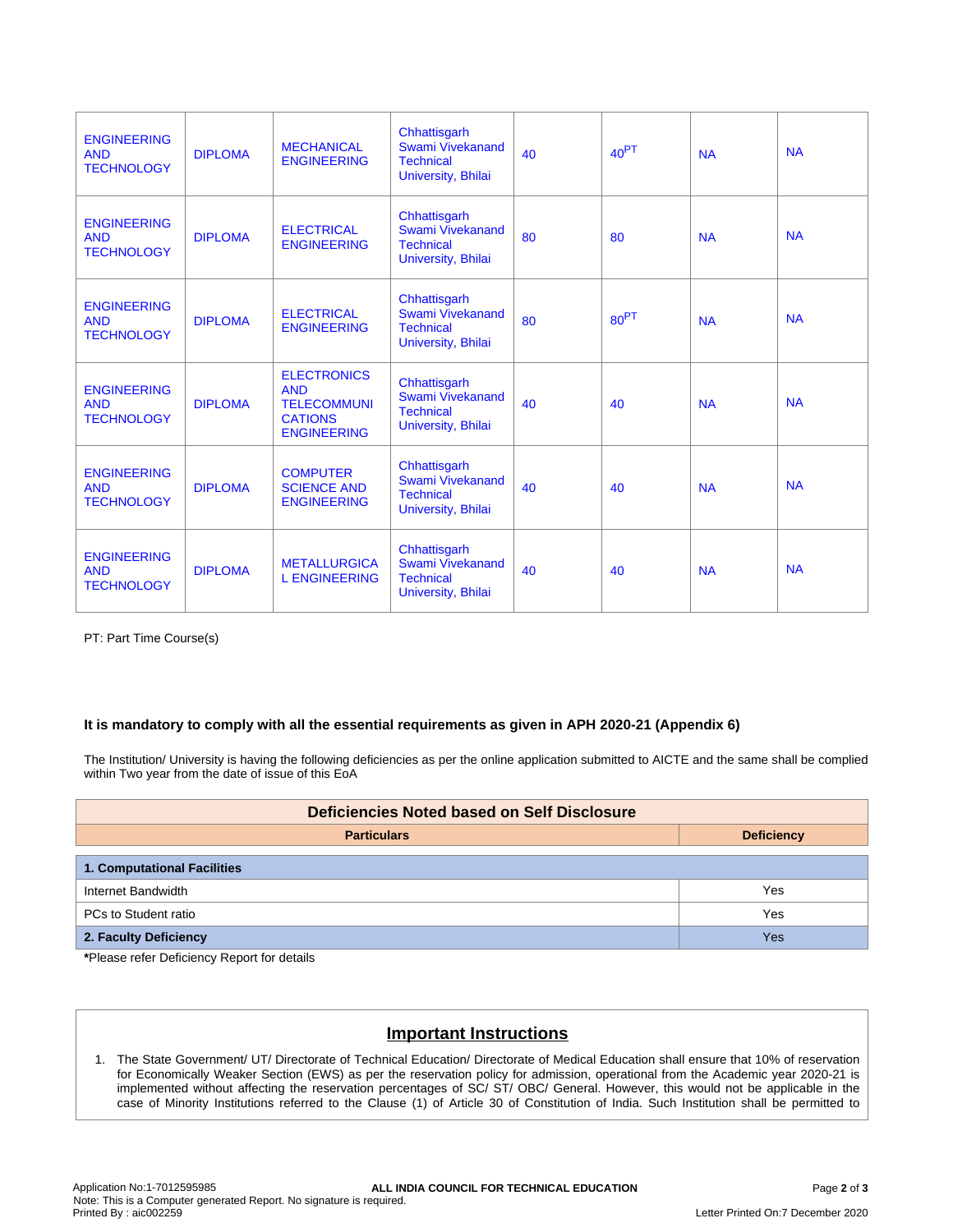| ENGINEERING AND TECHNOLOGY | DIPLOMA | MECHANICAL ENGINEERING | Chhattisgarh Swami Vivekanand Technical University, Bhilai | 40 | 40PT | NA | NA |
|---|---|---|---|---|---|---|---|
| ENGINEERING AND TECHNOLOGY | DIPLOMA | ELECTRICAL ENGINEERING | Chhattisgarh Swami Vivekanand Technical University, Bhilai | 80 | 80 | NA | NA |
| ENGINEERING AND TECHNOLOGY | DIPLOMA | ELECTRICAL ENGINEERING | Chhattisgarh Swami Vivekanand Technical University, Bhilai | 80 | 80PT | NA | NA |
| ENGINEERING AND TECHNOLOGY | DIPLOMA | ELECTRONICS AND TELECOMMUNICATIONS ENGINEERING | Chhattisgarh Swami Vivekanand Technical University, Bhilai | 40 | 40 | NA | NA |
| ENGINEERING AND TECHNOLOGY | DIPLOMA | COMPUTER SCIENCE AND ENGINEERING | Chhattisgarh Swami Vivekanand Technical University, Bhilai | 40 | 40 | NA | NA |
| ENGINEERING AND TECHNOLOGY | DIPLOMA | METALLURGICAL ENGINEERING | Chhattisgarh Swami Vivekanand Technical University, Bhilai | 40 | 40 | NA | NA |

PT: Part Time Course(s)

**It is mandatory to comply with all the essential requirements as given in APH 2020-21 (Appendix 6)**

The Institution/ University is having the following deficiencies as per the online application submitted to AICTE and the same shall be complied within Two year from the date of issue of this EoA

| Deficiencies Noted based on Self Disclosure | |
|---|---|
| **Particulars** | **Deficiency** |
| **1. Computational Facilities** | |
| Internet Bandwidth | Yes |
| PCs to Student ratio | Yes |
| **2. Faculty Deficiency** | Yes |

***Please refer Deficiency Report for details**

## Important Instructions

1. The State Government/ UT/ Directorate of Technical Education/ Directorate of Medical Education shall ensure that 10% of reservation for Economically Weaker Section (EWS) as per the reservation policy for admission, operational from the Academic year 2020-21 is implemented without affecting the reservation percentages of SC/ ST/ OBC/ General. However, this would not be applicable in the case of Minority Institutions referred to the Clause (1) of Article 30 of Constitution of India. Such Institution shall be permitted to

Application No:1-7012595985
Note: This is a Computer generated Report. No signature is required.
Printed By : aic002259
ALL INDIA COUNCIL FOR TECHNICAL EDUCATION
Letter Printed On:7 December 2020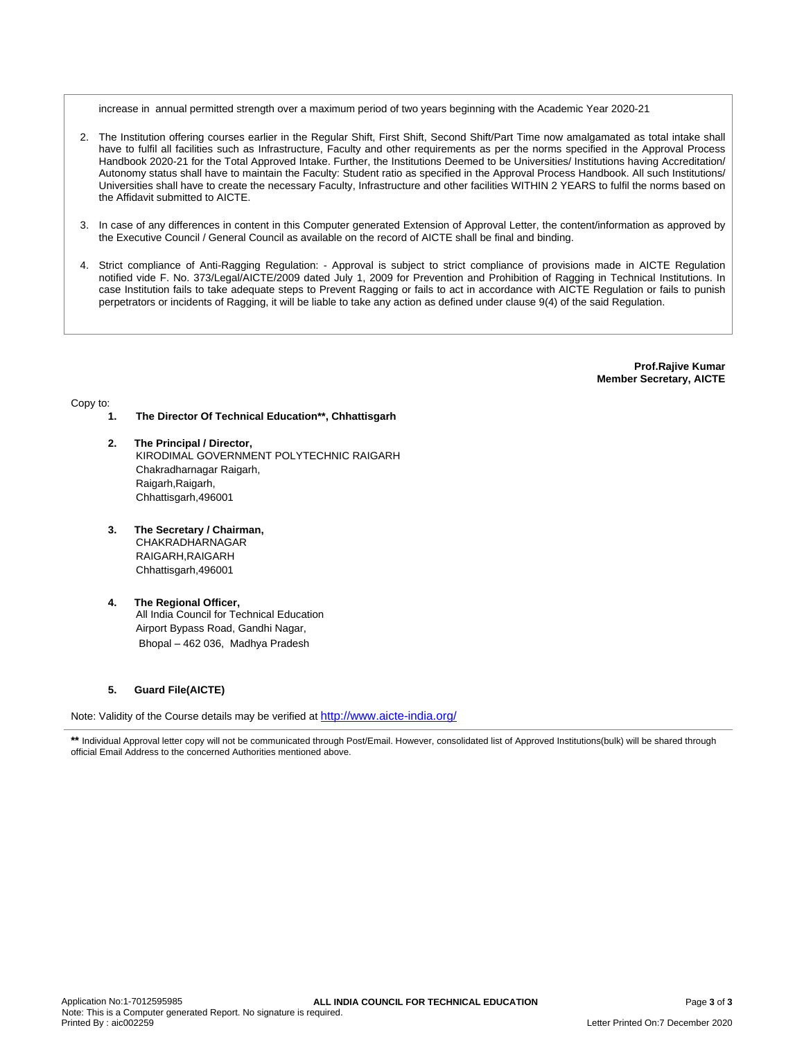increase in annual permitted strength over a maximum period of two years beginning with the Academic Year 2020-21

2. The Institution offering courses earlier in the Regular Shift, First Shift, Second Shift/Part Time now amalgamated as total intake shall have to fulfil all facilities such as Infrastructure, Faculty and other requirements as per the norms specified in the Approval Process Handbook 2020-21 for the Total Approved Intake. Further, the Institutions Deemed to be Universities/ Institutions having Accreditation/ Autonomy status shall have to maintain the Faculty: Student ratio as specified in the Approval Process Handbook. All such Institutions/ Universities shall have to create the necessary Faculty, Infrastructure and other facilities WITHIN 2 YEARS to fulfil the norms based on the Affidavit submitted to AICTE.

3. In case of any differences in content in this Computer generated Extension of Approval Letter, the content/information as approved by the Executive Council / General Council as available on the record of AICTE shall be final and binding.

4. Strict compliance of Anti-Ragging Regulation: - Approval is subject to strict compliance of provisions made in AICTE Regulation notified vide F. No. 373/Legal/AICTE/2009 dated July 1, 2009 for Prevention and Prohibition of Ragging in Technical Institutions. In case Institution fails to take adequate steps to Prevent Ragging or fails to act in accordance with AICTE Regulation or fails to punish perpetrators or incidents of Ragging, it will be liable to take any action as defined under clause 9(4) of the said Regulation.

**Prof.Rajive Kumar**
**Member Secretary, AICTE**

Copy to:

1. **The Director Of Technical Education\*\*, Chhattisgarh**

2. **The Principal / Director,**
   KIRODIMAL GOVERNMENT POLYTECHNIC RAIGARH
   Chakradharnagar Raigarh,
   Raigarh,Raigarh,
   Chhattisgarh,496001

3. **The Secretary / Chairman,**
   CHAKRADHARNAGAR
   RAIGARH,RAIGARH
   Chhattisgarh,496001

4. **The Regional Officer,**
   All India Council for Technical Education
   Airport Bypass Road, Gandhi Nagar,
   Bhopal – 462 036, Madhya Pradesh

5. **Guard File(AICTE)**

Note: Validity of the Course details may be verified at http://www.aicte-india.org/

**\*\*** Individual Approval letter copy will not be communicated through Post/Email. However, consolidated list of Approved Institutions(bulk) will be shared through official Email Address to the concerned Authorities mentioned above.

Application No:1-7012595985
Note: This is a Computer generated Report. No signature is required.
Printed By : aic002259
Letter Printed On:7 December 2020